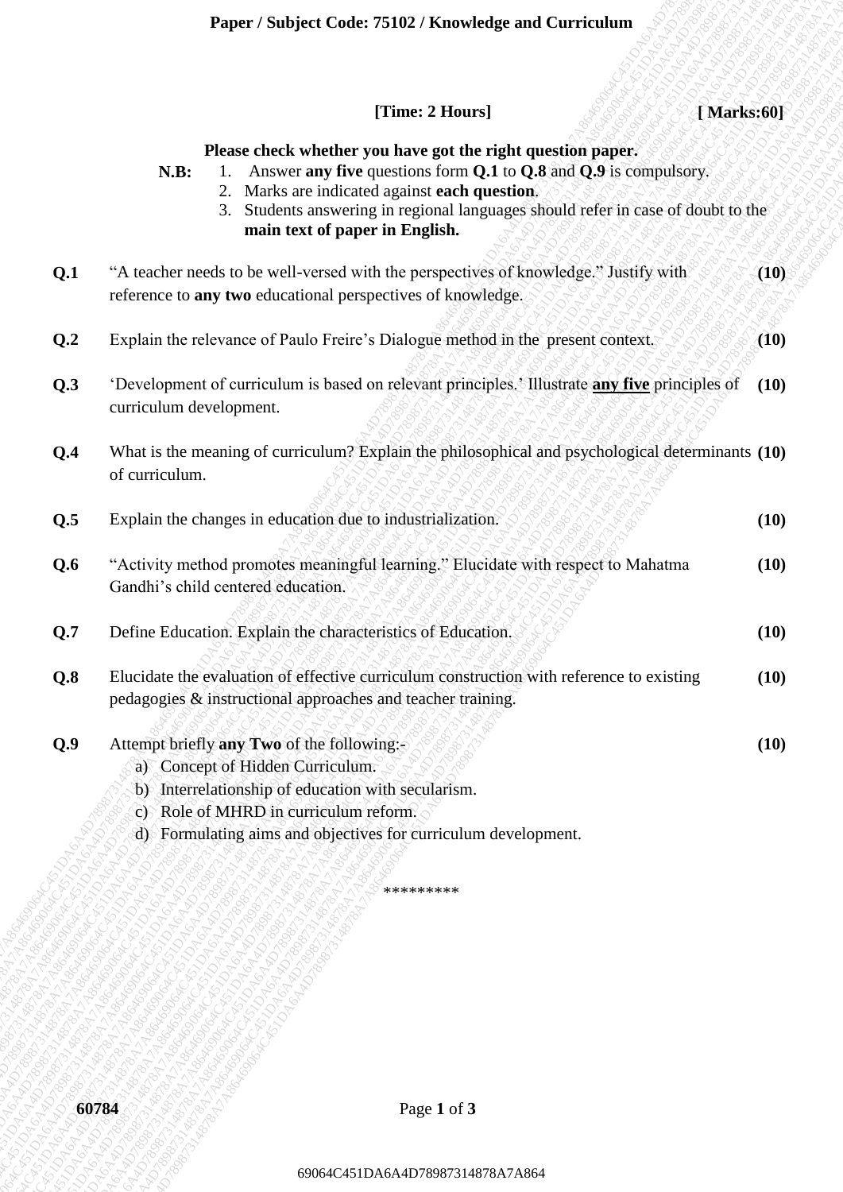**Paper / Subject Code: 75102 / Knowledge and Curriculum**

**[Time: 2 Hours]** **[ Marks:60]**

**Please check whether you have got the right question paper.**

**N.B:**
1. Answer **any five** questions form **Q.1** to **Q.8** and **Q.9** is compulsory.
2. Marks are indicated against **each question**.
3. Students answering in regional languages should refer in case of doubt to the **main text of paper in English.**

**Q.1** "A teacher needs to be well-versed with the perspectives of knowledge." Justify with reference to **any two** educational perspectives of knowledge. **(10)**

**Q.2** Explain the relevance of Paulo Freire's Dialogue method in the present context. **(10)**

**Q.3** 'Development of curriculum is based on relevant principles.' Illustrate **any five** principles of curriculum development. **(10)**

**Q.4** What is the meaning of curriculum? Explain the philosophical and psychological determinants of curriculum. **(10)**

**Q.5** Explain the changes in education due to industrialization. **(10)**

**Q.6** "Activity method promotes meaningful learning." Elucidate with respect to Mahatma Gandhi's child centered education. **(10)**

**Q.7** Define Education. Explain the characteristics of Education. **(10)**

**Q.8** Elucidate the evaluation of effective curriculum construction with reference to existing pedagogies & instructional approaches and teacher training. **(10)**

**Q.9** Attempt briefly **any Two** of the following:- **(10)**

a) Concept of Hidden Curriculum.
b) Interrelationship of education with secularism.
c) Role of MHRD in curriculum reform.
d) Formulating aims and objectives for curriculum development.

*********

60784

69064C451DA6A4D78987314878A7A864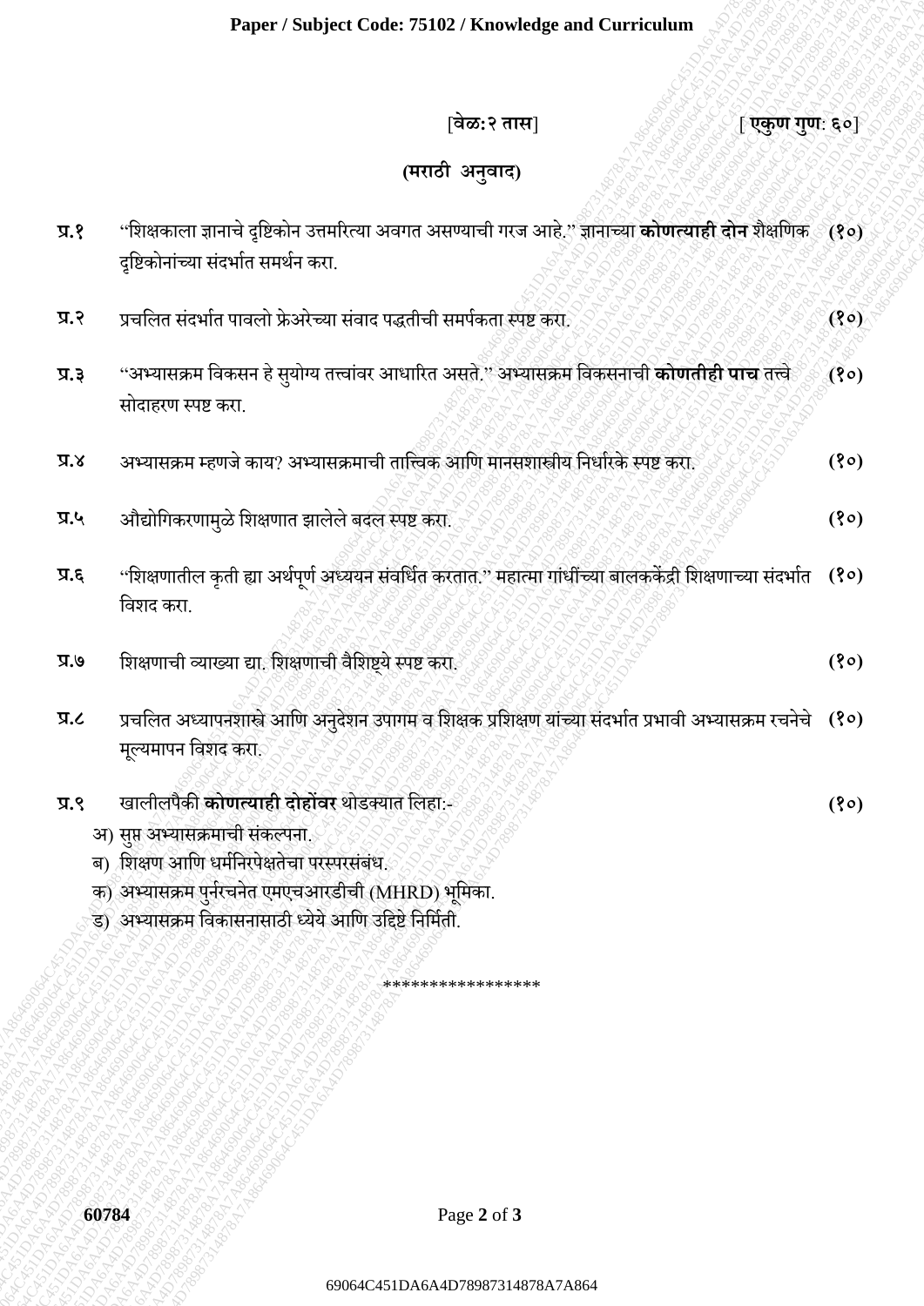[वेळ:२ तास] [ **एकुण गुण**: ६०]

**(मराठी अनुवाद)**

**प्र.१** "शिक्षकाला ज्ञानाचे दृष्टिकोन उत्तमरित्या अवगत असण्याची गरज आहे." ज्ञानाच्या **कोणत्याही दोन** शैक्षणिक दृष्टिकोनांच्या संदर्भात समर्थन करा. **(१०)**

**प्र.२** प्रचलित संदर्भात पावलो फ्रेअरेच्या संवाद पद्धतीची समर्पकता स्पष्ट करा. **(१०)**

**प्र.३** "अभ्यासक्रम विकसन हे सुयोग्य तत्त्वांवर आधारित असते." अभ्यासक्रम विकसनाची **कोणतीही पाच** तत्त्वे सोदाहरण स्पष्ट करा. **(१०)**

**प्र.४** अभ्यासक्रम म्हणजे काय? अभ्यासक्रमाची तात्त्विक आणि मानसशास्त्रीय निर्धारके स्पष्ट करा. **(१०)**

**प्र.५** औद्योगिकरणामुळे शिक्षणात झालेले बदल स्पष्ट करा. **(१०)**

**प्र.६** "शिक्षणातील कृती ह्या अर्थपूर्ण अध्ययन संवर्धित करतात." महात्मा गांधींच्या बालककेंद्री शिक्षणाच्या संदर्भात विशद करा. **(१०)**

**प्र.७** शिक्षणाची व्याख्या द्या. शिक्षणाची वैशिष्ट्ये स्पष्ट करा. **(१०)**

**प्र.८** प्रचलित अध्यापनशास्त्रे आणि अनुदेशन उपागम व शिक्षक प्रशिक्षण यांच्या संदर्भात प्रभावी अभ्यासक्रम रचनेचे मूल्यमापन विशद करा. **(१०)**

**प्र.९** खालीलपैकी **कोणत्याही दोहोंवर** थोडक्यात लिहा:- **(१०)**

अ) सुप्त अभ्यासक्रमाची संकल्पना.

ब) शिक्षण आणि धर्मनिरपेक्षतेचा परस्परसंबंध.

क) अभ्यासक्रम पुर्नरचनेत एमएचआरडीची (MHRD) भूमिका.

ड) अभ्यासक्रम विकासनासाठी ध्येये आणि उद्दिष्टे निर्मिती.

\*\*\*\*\*\*\*\*\*\*\*\*\*\*\*\*\*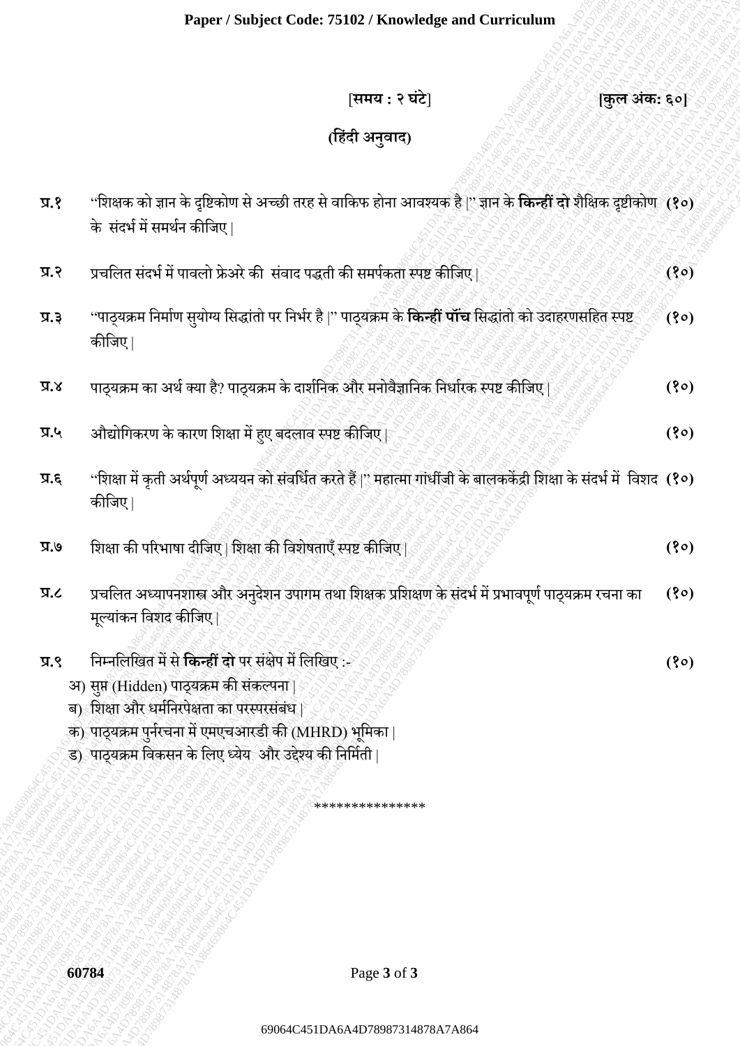[समय : २ घंटे] **[कुल अंक: ६०]**

**(हिंदी अनुवाद)**

**प्र.१** "शिक्षक को ज्ञान के दृष्टिकोण से अच्छी तरह से वाकिफ होना आवश्यक है |" ज्ञान के **किन्हीं दो** शैक्षिक दृष्टीकोण के संदर्भ में समर्थन कीजिए | **(१०)**

**प्र.२** प्रचलित संदर्भ में पावलो फ्रेअरे की संवाद पद्धती की समर्पकता स्पष्ट कीजिए | **(१०)**

**प्र.३** "पाठ्यक्रम निर्माण सुयोग्य सिद्धांतो पर निर्भर है |" पाठ्यक्रम के **किन्हीं पॉंच** सिद्धांतो को उदाहरणसहित स्पष्ट कीजिए | **(१०)**

**प्र.४** पाठ्यक्रम का अर्थ क्या है? पाठ्यक्रम के दार्शनिक और मनोवैज्ञानिक निर्धारक स्पष्ट कीजिए | **(१०)**

**प्र.५** औद्योगिकरण के कारण शिक्षा में हुए बदलाव स्पष्ट कीजिए | **(१०)**

**प्र.६** "शिक्षा में कृती अर्थपूर्ण अध्ययन को संवर्धित करते हैं |" महात्मा गांधींजी के बालककेंद्री शिक्षा के संदर्भ में विशद कीजिए | **(१०)**

**प्र.७** शिक्षा की परिभाषा दीजिए | शिक्षा की विशेषताएँ स्पष्ट कीजिए | **(१०)**

**प्र.८** प्रचलित अध्यापनशास्त्र और अनुदेशन उपागम तथा शिक्षक प्रशिक्षण के संदर्भ में प्रभावपूर्ण पाठ्यक्रम रचना का मूल्यांकन विशद कीजिए | **(१०)**

**प्र.९** निम्नलिखित में से **किन्हीं दो** पर संक्षेप में लिखिए :- **(१०)**

अ) सुप्त (Hidden) पाठ्यक्रम की संकल्पना |

ब) शिक्षा और धर्मनिरपेक्षता का परस्परसंबंध |

क) पाठ्यक्रम पुर्नरचना में एमएचआरडी की (MHRD) भूमिका |

ड) पाठ्यक्रम विकसन के लिए ध्येय और उद्देश्य की निर्मिती |

***************